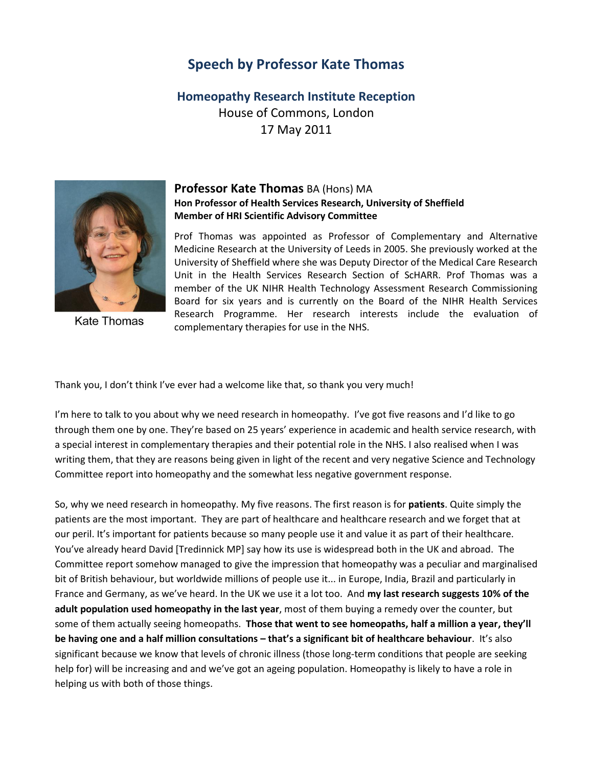# Speech by Professor Kate Thomas

## Homeopathy Research Institute Reception

House of Commons, London
17 May 2011

Kate Thomas

**Professor Kate Thomas** BA (Hons) MA
**Hon Professor of Health Services Research, University of Sheffield**
**Member of HRI Scientific Advisory Committee**

Prof Thomas was appointed as Professor of Complementary and Alternative Medicine Research at the University of Leeds in 2005. She previously worked at the University of Sheffield where she was Deputy Director of the Medical Care Research Unit in the Health Services Research Section of ScHARR. Prof Thomas was a member of the UK NIHR Health Technology Assessment Research Commissioning Board for six years and is currently on the Board of the NIHR Health Services Research Programme. Her research interests include the evaluation of complementary therapies for use in the NHS.

Thank you, I don't think I've ever had a welcome like that, so thank you very much!

I'm here to talk to you about why we need research in homeopathy. I've got five reasons and I'd like to go through them one by one. They're based on 25 years' experience in academic and health service research, with a special interest in complementary therapies and their potential role in the NHS. I also realised when I was writing them, that they are reasons being given in light of the recent and very negative Science and Technology Committee report into homeopathy and the somewhat less negative government response.

So, why we need research in homeopathy. My five reasons. The first reason is for **patients**. Quite simply the patients are the most important. They are part of healthcare and healthcare research and we forget that at our peril. It's important for patients because so many people use it and value it as part of their healthcare. You've already heard David [Tredinnick MP] say how its use is widespread both in the UK and abroad. The Committee report somehow managed to give the impression that homeopathy was a peculiar and marginalised bit of British behaviour, but worldwide millions of people use it... in Europe, India, Brazil and particularly in France and Germany, as we've heard. In the UK we use it a lot too. And **my last research suggests 10% of the adult population used homeopathy in the last year**, most of them buying a remedy over the counter, but some of them actually seeing homeopaths. **Those that went to see homeopaths, half a million a year, they'll be having one and a half million consultations – that's a significant bit of healthcare behaviour**. It's also significant because we know that levels of chronic illness (those long-term conditions that people are seeking help for) will be increasing and and we've got an ageing population. Homeopathy is likely to have a role in helping us with both of those things.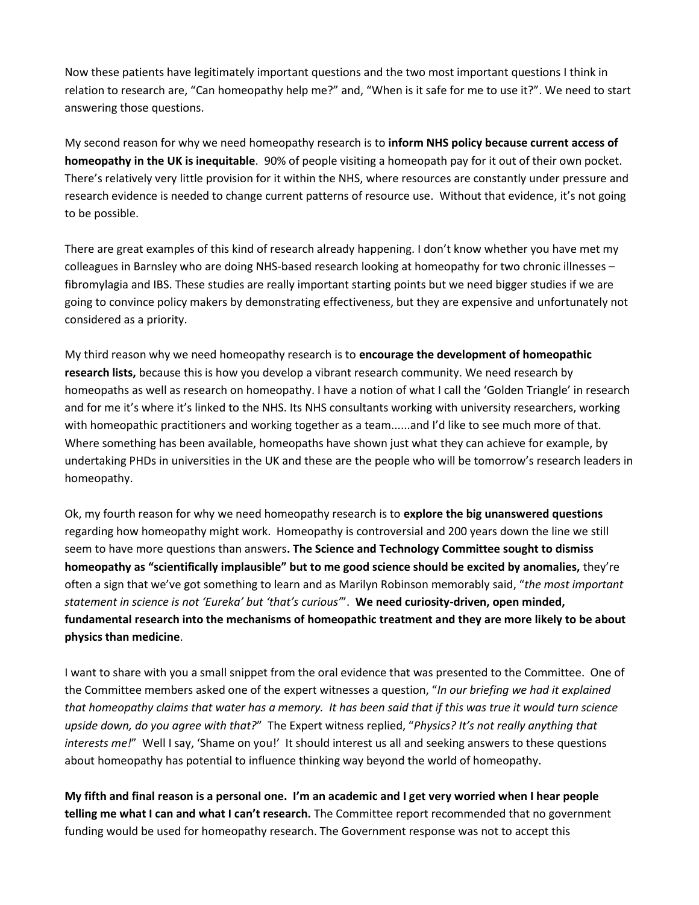Now these patients have legitimately important questions and the two most important questions I think in relation to research are, "Can homeopathy help me?" and, "When is it safe for me to use it?". We need to start answering those questions.

My second reason for why we need homeopathy research is to **inform NHS policy because current access of homeopathy in the UK is inequitable**. 90% of people visiting a homeopath pay for it out of their own pocket. There's relatively very little provision for it within the NHS, where resources are constantly under pressure and research evidence is needed to change current patterns of resource use. Without that evidence, it's not going to be possible.

There are great examples of this kind of research already happening. I don't know whether you have met my colleagues in Barnsley who are doing NHS-based research looking at homeopathy for two chronic illnesses – fibromylagia and IBS. These studies are really important starting points but we need bigger studies if we are going to convince policy makers by demonstrating effectiveness, but they are expensive and unfortunately not considered as a priority.

My third reason why we need homeopathy research is to **encourage the development of homeopathic research lists,** because this is how you develop a vibrant research community. We need research by homeopaths as well as research on homeopathy. I have a notion of what I call the 'Golden Triangle' in research and for me it's where it's linked to the NHS. Its NHS consultants working with university researchers, working with homeopathic practitioners and working together as a team......and I'd like to see much more of that. Where something has been available, homeopaths have shown just what they can achieve for example, by undertaking PHDs in universities in the UK and these are the people who will be tomorrow's research leaders in homeopathy.

Ok, my fourth reason for why we need homeopathy research is to **explore the big unanswered questions** regarding how homeopathy might work. Homeopathy is controversial and 200 years down the line we still seem to have more questions than answers**. The Science and Technology Committee sought to dismiss homeopathy as "scientifically implausible" but to me good science should be excited by anomalies,** they're often a sign that we've got something to learn and as Marilyn Robinson memorably said, "*the most important statement in science is not 'Eureka' but 'that's curious'*". **We need curiosity-driven, open minded, fundamental research into the mechanisms of homeopathic treatment and they are more likely to be about physics than medicine**.

I want to share with you a small snippet from the oral evidence that was presented to the Committee. One of the Committee members asked one of the expert witnesses a question, "*In our briefing we had it explained that homeopathy claims that water has a memory. It has been said that if this was true it would turn science upside down, do you agree with that?*" The Expert witness replied, "*Physics? It's not really anything that interests me!*" Well I say, 'Shame on you!' It should interest us all and seeking answers to these questions about homeopathy has potential to influence thinking way beyond the world of homeopathy.

**My fifth and final reason is a personal one. I'm an academic and I get very worried when I hear people telling me what I can and what I can't research.** The Committee report recommended that no government funding would be used for homeopathy research. The Government response was not to accept this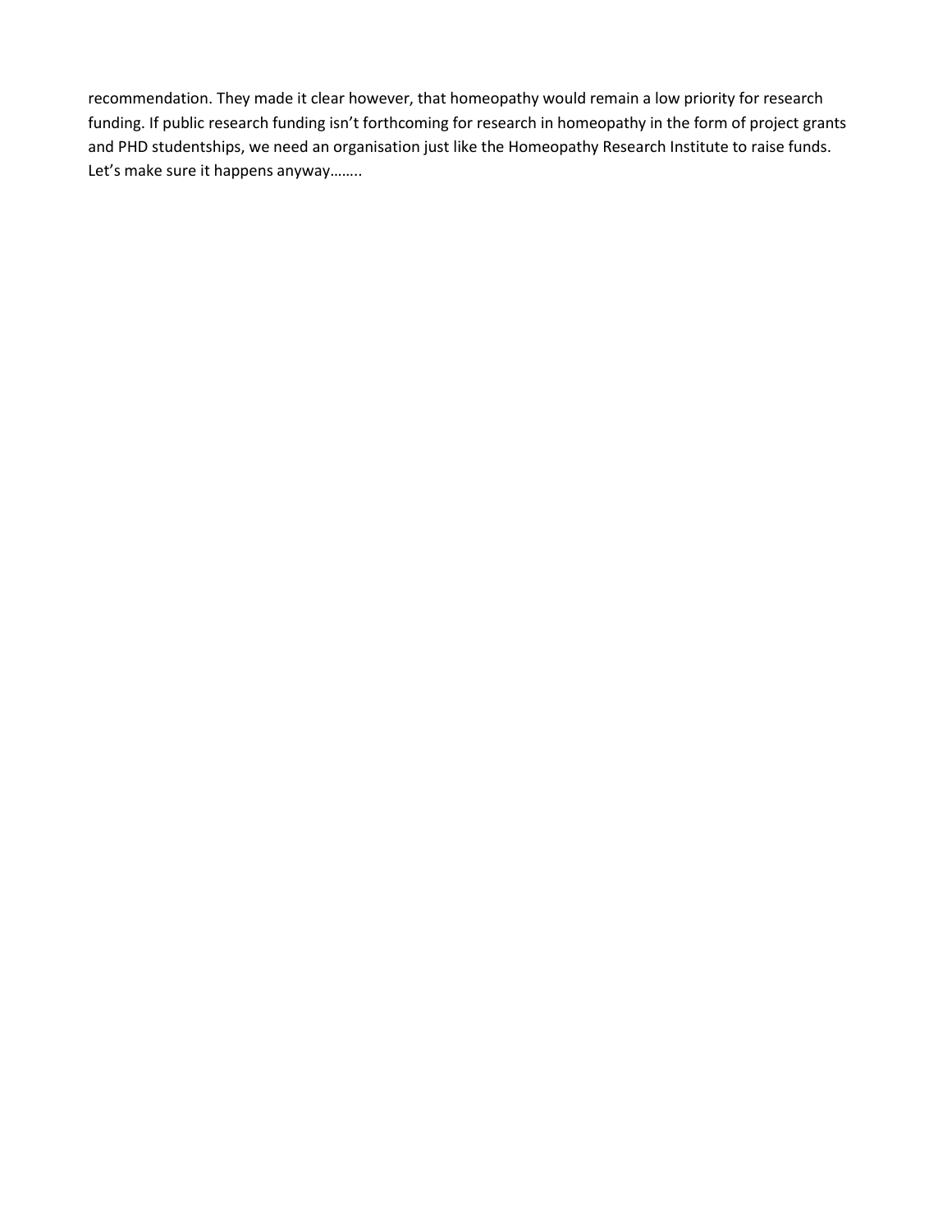recommendation. They made it clear however, that homeopathy would remain a low priority for research funding. If public research funding isn't forthcoming for research in homeopathy in the form of project grants and PHD studentships, we need an organisation just like the Homeopathy Research Institute to raise funds. Let's make sure it happens anyway……..